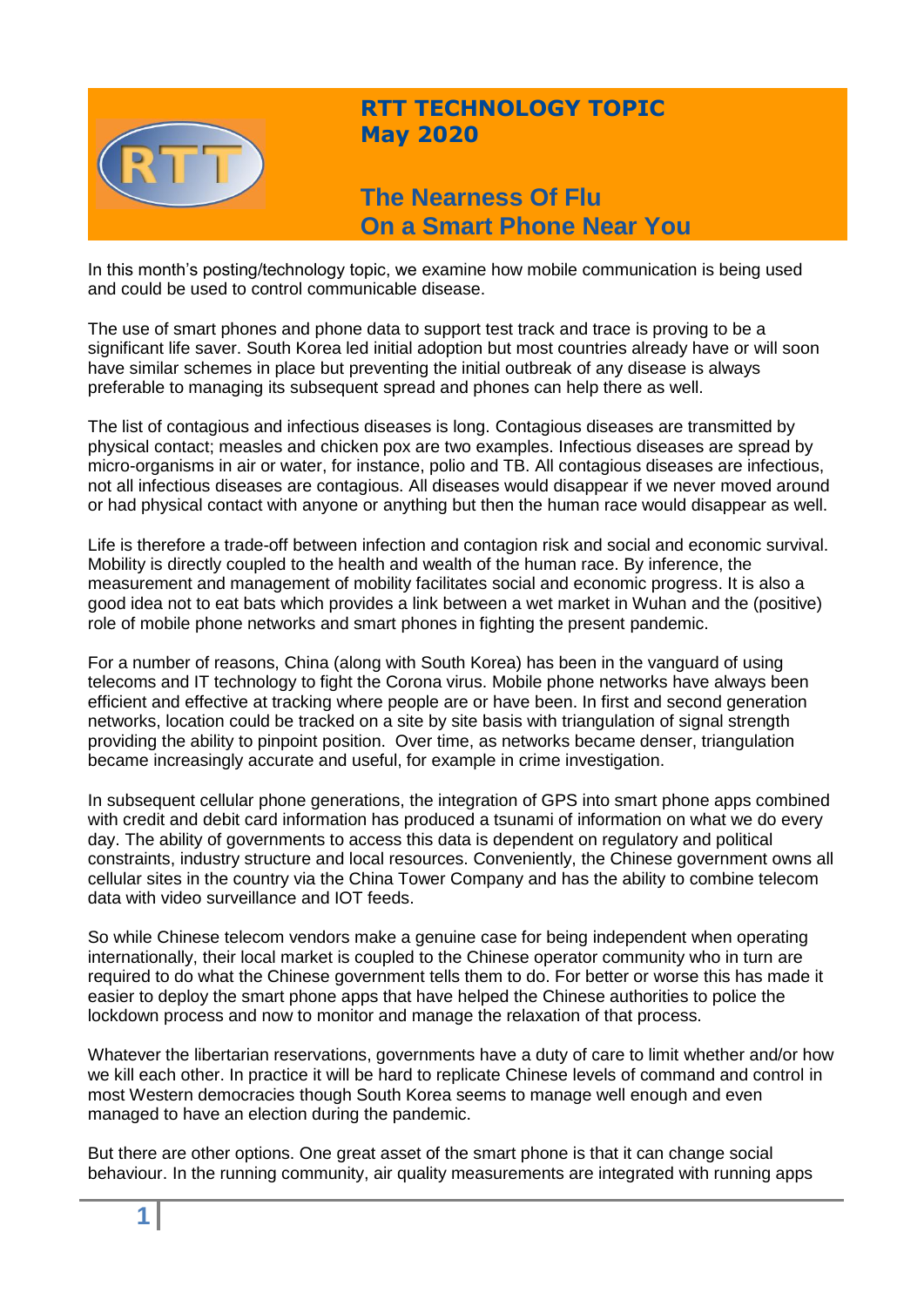# RTT TECHNOLOGY TOPIC
## May 2020

# The Nearness Of Flu On a Smart Phone Near You

In this month's posting/technology topic, we examine how mobile communication is being used and could be used to control communicable disease.

The use of smart phones and phone data to support test track and trace is proving to be a significant life saver. South Korea led initial adoption but most countries already have or will soon have similar schemes in place but preventing the initial outbreak of any disease is always preferable to managing its subsequent spread and phones can help there as well.

The list of contagious and infectious diseases is long. Contagious diseases are transmitted by physical contact; measles and chicken pox are two examples. Infectious diseases are spread by micro-organisms in air or water, for instance, polio and TB. All contagious diseases are infectious, not all infectious diseases are contagious. All diseases would disappear if we never moved around or had physical contact with anyone or anything but then the human race would disappear as well.

Life is therefore a trade-off between infection and contagion risk and social and economic survival. Mobility is directly coupled to the health and wealth of the human race. By inference, the measurement and management of mobility facilitates social and economic progress. It is also a good idea not to eat bats which provides a link between a wet market in Wuhan and the (positive) role of mobile phone networks and smart phones in fighting the present pandemic.

For a number of reasons, China (along with South Korea) has been in the vanguard of using telecoms and IT technology to fight the Corona virus. Mobile phone networks have always been efficient and effective at tracking where people are or have been. In first and second generation networks, location could be tracked on a site by site basis with triangulation of signal strength providing the ability to pinpoint position. Over time, as networks became denser, triangulation became increasingly accurate and useful, for example in crime investigation.

In subsequent cellular phone generations, the integration of GPS into smart phone apps combined with credit and debit card information has produced a tsunami of information on what we do every day. The ability of governments to access this data is dependent on regulatory and political constraints, industry structure and local resources. Conveniently, the Chinese government owns all cellular sites in the country via the China Tower Company and has the ability to combine telecom data with video surveillance and IOT feeds.

So while Chinese telecom vendors make a genuine case for being independent when operating internationally, their local market is coupled to the Chinese operator community who in turn are required to do what the Chinese government tells them to do. For better or worse this has made it easier to deploy the smart phone apps that have helped the Chinese authorities to police the lockdown process and now to monitor and manage the relaxation of that process.

Whatever the libertarian reservations, governments have a duty of care to limit whether and/or how we kill each other. In practice it will be hard to replicate Chinese levels of command and control in most Western democracies though South Korea seems to manage well enough and even managed to have an election during the pandemic.

But there are other options. One great asset of the smart phone is that it can change social behaviour. In the running community, air quality measurements are integrated with running apps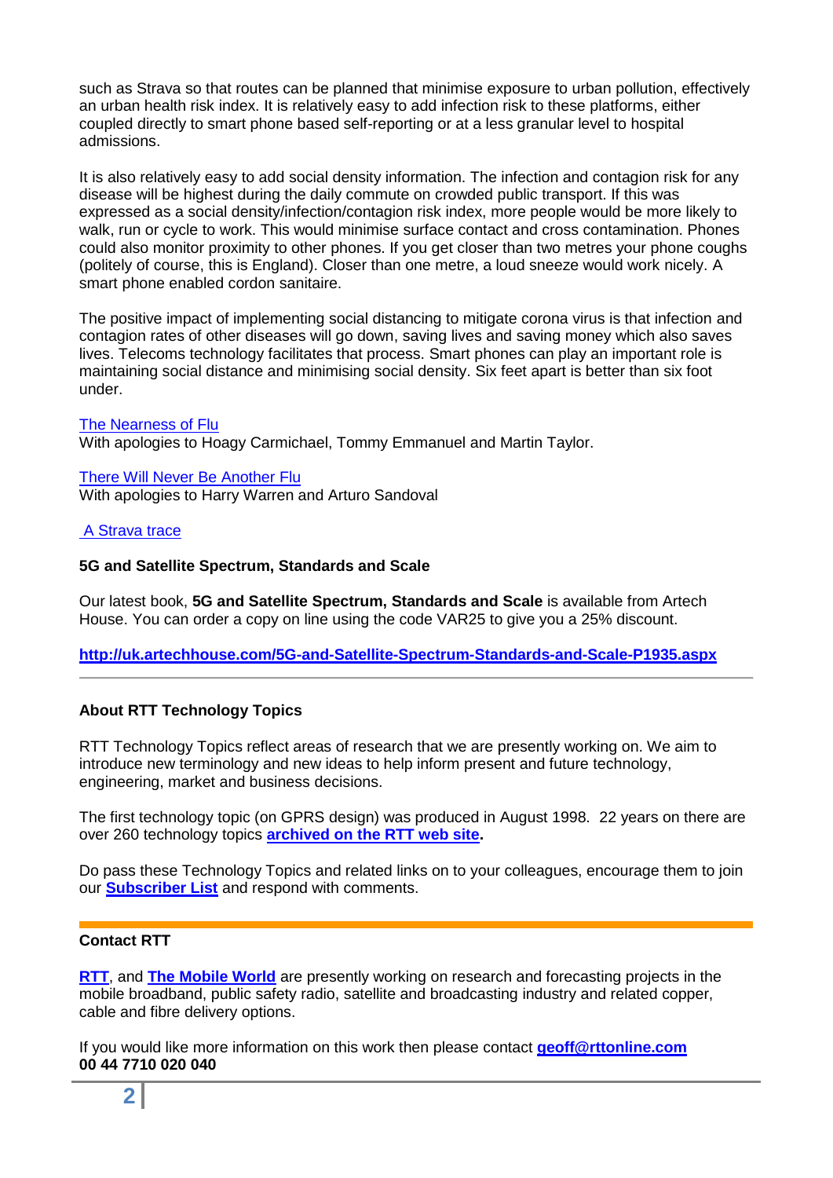such as Strava so that routes can be planned that minimise exposure to urban pollution, effectively an urban health risk index. It is relatively easy to add infection risk to these platforms, either coupled directly to smart phone based self-reporting or at a less granular level to hospital admissions.

It is also relatively easy to add social density information. The infection and contagion risk for any disease will be highest during the daily commute on crowded public transport. If this was expressed as a social density/infection/contagion risk index, more people would be more likely to walk, run or cycle to work. This would minimise surface contact and cross contamination. Phones could also monitor proximity to other phones. If you get closer than two metres your phone coughs (politely of course, this is England). Closer than one metre, a loud sneeze would work nicely. A smart phone enabled cordon sanitaire.

The positive impact of implementing social distancing to mitigate corona virus is that infection and contagion rates of other diseases will go down, saving lives and saving money which also saves lives. Telecoms technology facilitates that process. Smart phones can play an important role is maintaining social distance and minimising social density. Six feet apart is better than six foot under.

The Nearness of Flu
With apologies to Hoagy Carmichael, Tommy Emmanuel and Martin Taylor.

There Will Never Be Another Flu
With apologies to Harry Warren and Arturo Sandoval

A Strava trace

**5G and Satellite Spectrum, Standards and Scale**

Our latest book, **5G and Satellite Spectrum, Standards and Scale** is available from Artech House. You can order a copy on line using the code VAR25 to give you a 25% discount.

**http://uk.artechhouse.com/5G-and-Satellite-Spectrum-Standards-and-Scale-P1935.aspx**

---

**About RTT Technology Topics**

RTT Technology Topics reflect areas of research that we are presently working on. We aim to introduce new terminology and new ideas to help inform present and future technology, engineering, market and business decisions.

The first technology topic (on GPRS design) was produced in August 1998. 22 years on there are over 260 technology topics **archived on the RTT web site.**

Do pass these Technology Topics and related links on to your colleagues, encourage them to join our **Subscriber List** and respond with comments.

---

**Contact RTT**

**RTT**, and **The Mobile World** are presently working on research and forecasting projects in the mobile broadband, public safety radio, satellite and broadcasting industry and related copper, cable and fibre delivery options.

If you would like more information on this work then please contact **geoff@rttonline.com**
**00 44 7710 020 040**